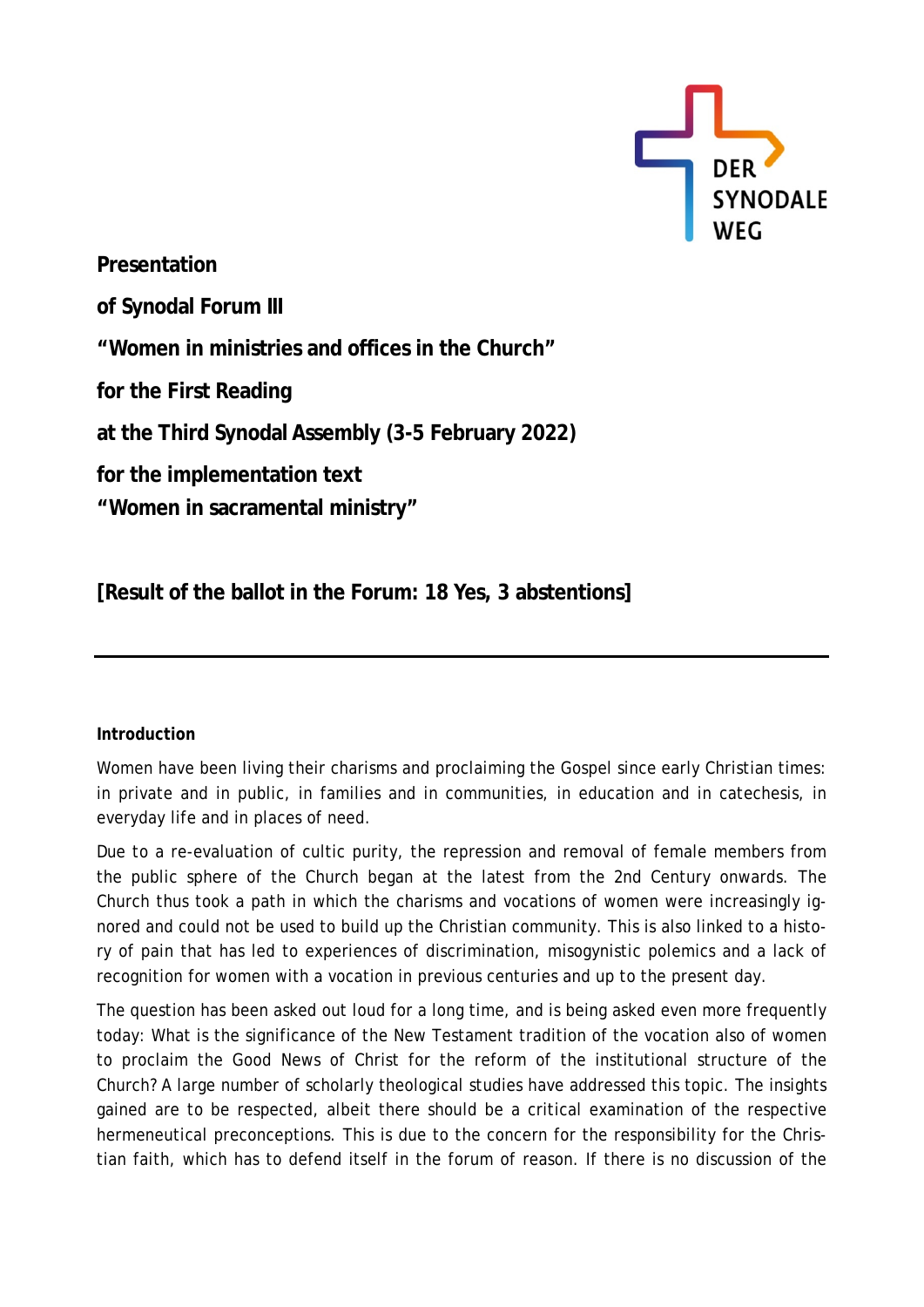**Presentation**

**of Synodal Forum III**

**“Women in ministries and offices in the Church”**

**for the First Reading**

**at the Third Synodal Assembly (3-5 February 2022)**

**for the implementation text**
**“Women in sacramental ministry”**

**[Result of the ballot in the Forum: 18 Yes, 3 abstentions]**

---

**Introduction**

Women have been living their charisms and proclaiming the Gospel since early Christian times: in private and in public, in families and in communities, in education and in catechesis, in everyday life and in places of need.

Due to a re-evaluation of cultic purity, the repression and removal of female members from the public sphere of the Church began at the latest from the 2nd Century onwards. The Church thus took a path in which the charisms and vocations of women were increasingly ignored and could not be used to build up the Christian community. This is also linked to a history of pain that has led to experiences of discrimination, misogynistic polemics and a lack of recognition for women with a vocation in previous centuries and up to the present day.

The question has been asked out loud for a long time, and is being asked even more frequently today: What is the significance of the New Testament tradition of the vocation also of women to proclaim the Good News of Christ for the reform of the institutional structure of the Church? A large number of scholarly theological studies have addressed this topic. The insights gained are to be respected, albeit there should be a critical examination of the respective hermeneutical preconceptions. This is due to the concern for the responsibility for the Christian faith, which has to defend itself in the forum of reason. If there is no discussion of the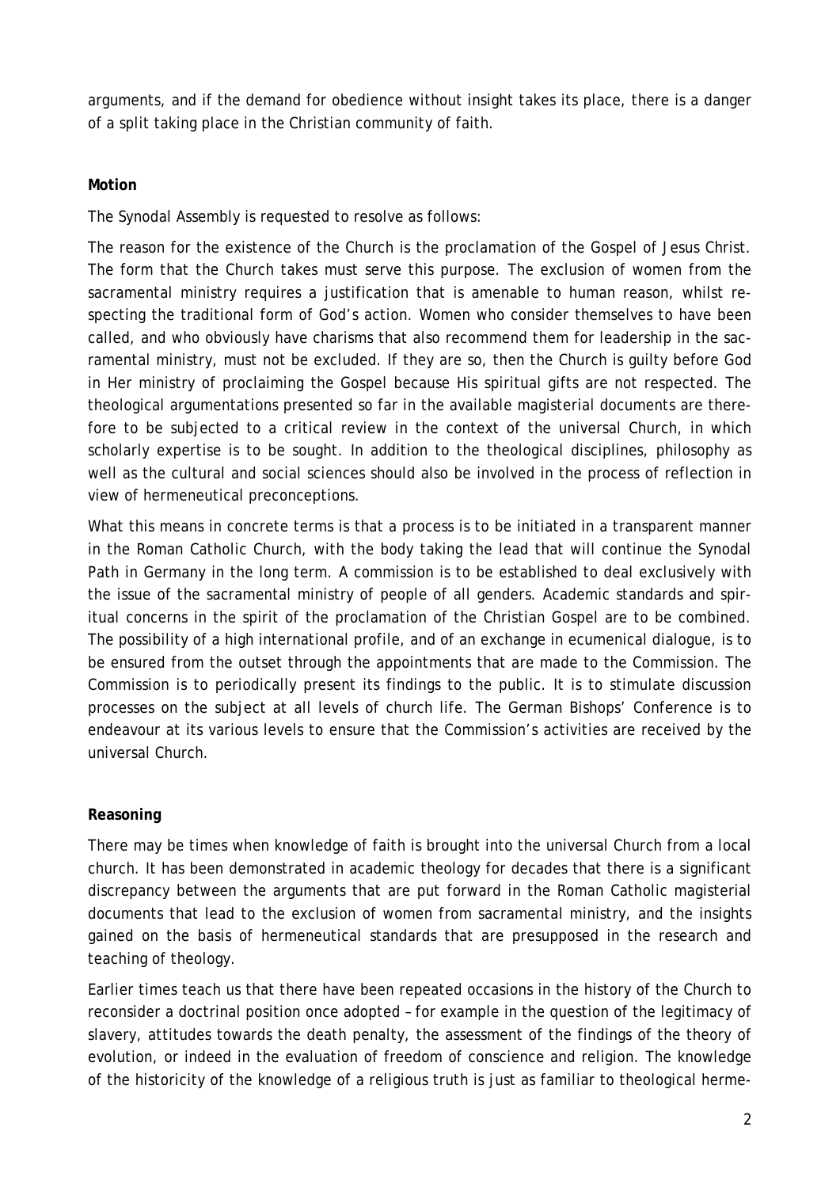arguments, and if the demand for obedience without insight takes its place, there is a danger of a split taking place in the Christian community of faith.

**Motion**

The Synodal Assembly is requested to resolve as follows:

The reason for the existence of the Church is the proclamation of the Gospel of Jesus Christ. The form that the Church takes must serve this purpose. The exclusion of women from the sacramental ministry requires a justification that is amenable to human reason, whilst respecting the traditional form of God's action. Women who consider themselves to have been called, and who obviously have charisms that also recommend them for leadership in the sacramental ministry, must not be excluded. If they are so, then the Church is guilty before God in Her ministry of proclaiming the Gospel because His spiritual gifts are not respected. The theological argumentations presented so far in the available magisterial documents are therefore to be subjected to a critical review in the context of the universal Church, in which scholarly expertise is to be sought. In addition to the theological disciplines, philosophy as well as the cultural and social sciences should also be involved in the process of reflection in view of hermeneutical preconceptions.

What this means in concrete terms is that a process is to be initiated in a transparent manner in the Roman Catholic Church, with the body taking the lead that will continue the Synodal Path in Germany in the long term. A commission is to be established to deal exclusively with the issue of the sacramental ministry of people of all genders. Academic standards and spiritual concerns in the spirit of the proclamation of the Christian Gospel are to be combined. The possibility of a high international profile, and of an exchange in ecumenical dialogue, is to be ensured from the outset through the appointments that are made to the Commission. The Commission is to periodically present its findings to the public. It is to stimulate discussion processes on the subject at all levels of church life. The German Bishops' Conference is to endeavour at its various levels to ensure that the Commission's activities are received by the universal Church.

**Reasoning**

There may be times when knowledge of faith is brought into the universal Church from a local church. It has been demonstrated in academic theology for decades that there is a significant discrepancy between the arguments that are put forward in the Roman Catholic magisterial documents that lead to the exclusion of women from sacramental ministry, and the insights gained on the basis of hermeneutical standards that are presupposed in the research and teaching of theology.

Earlier times teach us that there have been repeated occasions in the history of the Church to reconsider a doctrinal position once adopted – for example in the question of the legitimacy of slavery, attitudes towards the death penalty, the assessment of the findings of the theory of evolution, or indeed in the evaluation of freedom of conscience and religion. The knowledge of the historicity of the knowledge of a religious truth is just as familiar to theological herme-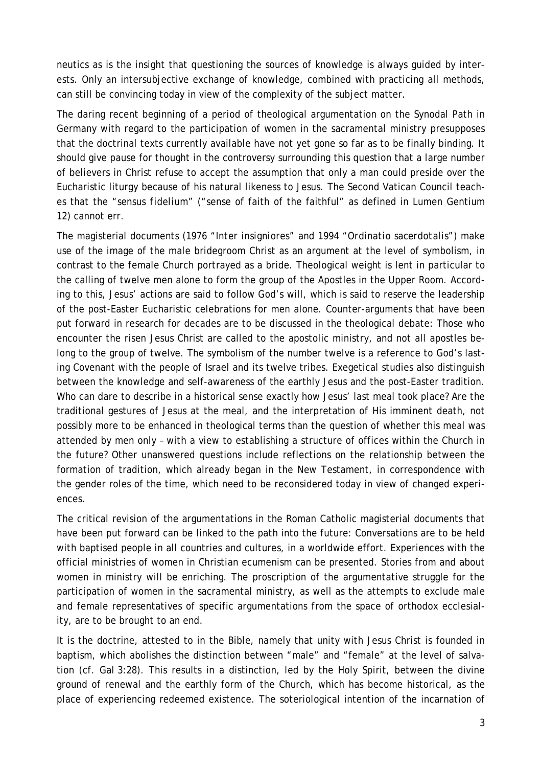neutics as is the insight that questioning the sources of knowledge is always guided by interests. Only an intersubjective exchange of knowledge, combined with practicing all methods, can still be convincing today in view of the complexity of the subject matter.

The daring recent beginning of a period of theological argumentation on the Synodal Path in Germany with regard to the participation of women in the sacramental ministry presupposes that the doctrinal texts currently available have not yet gone so far as to be finally binding. It should give pause for thought in the controversy surrounding this question that a large number of believers in Christ refuse to accept the assumption that only a man could preside over the Eucharistic liturgy because of his natural likeness to Jesus. The Second Vatican Council teaches that the "*sensus fidelium*" ("sense of faith of the faithful" as defined in Lumen Gentium 12) cannot err.

The magisterial documents (1976 "*Inter insigniores*" and 1994 "*Ordinatio sacerdotalis*") make use of the image of the male bridegroom Christ as an argument at the level of symbolism, in contrast to the female Church portrayed as a bride. Theological weight is lent in particular to the calling of twelve men alone to form the group of the Apostles in the Upper Room. According to this, Jesus' actions are said to follow God's will, which is said to reserve the leadership of the post-Easter Eucharistic celebrations for men alone. Counter-arguments that have been put forward in research for decades are to be discussed in the theological debate: Those who encounter the risen Jesus Christ are called to the apostolic ministry, and not all apostles belong to the group of twelve. The symbolism of the number twelve is a reference to God's lasting Covenant with the people of Israel and its twelve tribes. Exegetical studies also distinguish between the knowledge and self-awareness of the earthly Jesus and the post-Easter tradition. Who can dare to describe in a historical sense exactly how Jesus' last meal took place? Are the traditional gestures of Jesus at the meal, and the interpretation of His imminent death, not possibly more to be enhanced in theological terms than the question of whether this meal was attended by men only – with a view to establishing a structure of offices within the Church in the future? Other unanswered questions include reflections on the relationship between the formation of tradition, which already began in the New Testament, in correspondence with the gender roles of the time, which need to be reconsidered today in view of changed experiences.

The critical revision of the argumentations in the Roman Catholic magisterial documents that have been put forward can be linked to the path into the future: Conversations are to be held with baptised people in all countries and cultures, in a worldwide effort. Experiences with the official ministries of women in Christian ecumenism can be presented. Stories from and about women in ministry will be enriching. The proscription of the argumentative struggle for the participation of women in the sacramental ministry, as well as the attempts to exclude male and female representatives of specific argumentations from the space of orthodox ecclesiality, are to be brought to an end.

It is the doctrine, attested to in the Bible, namely that unity with Jesus Christ is founded in baptism, which abolishes the distinction between "male" and "female" at the level of salvation (cf. Gal 3:28). This results in a distinction, led by the Holy Spirit, between the divine ground of renewal and the earthly form of the Church, which has become historical, as the place of experiencing redeemed existence. The soteriological intention of the incarnation of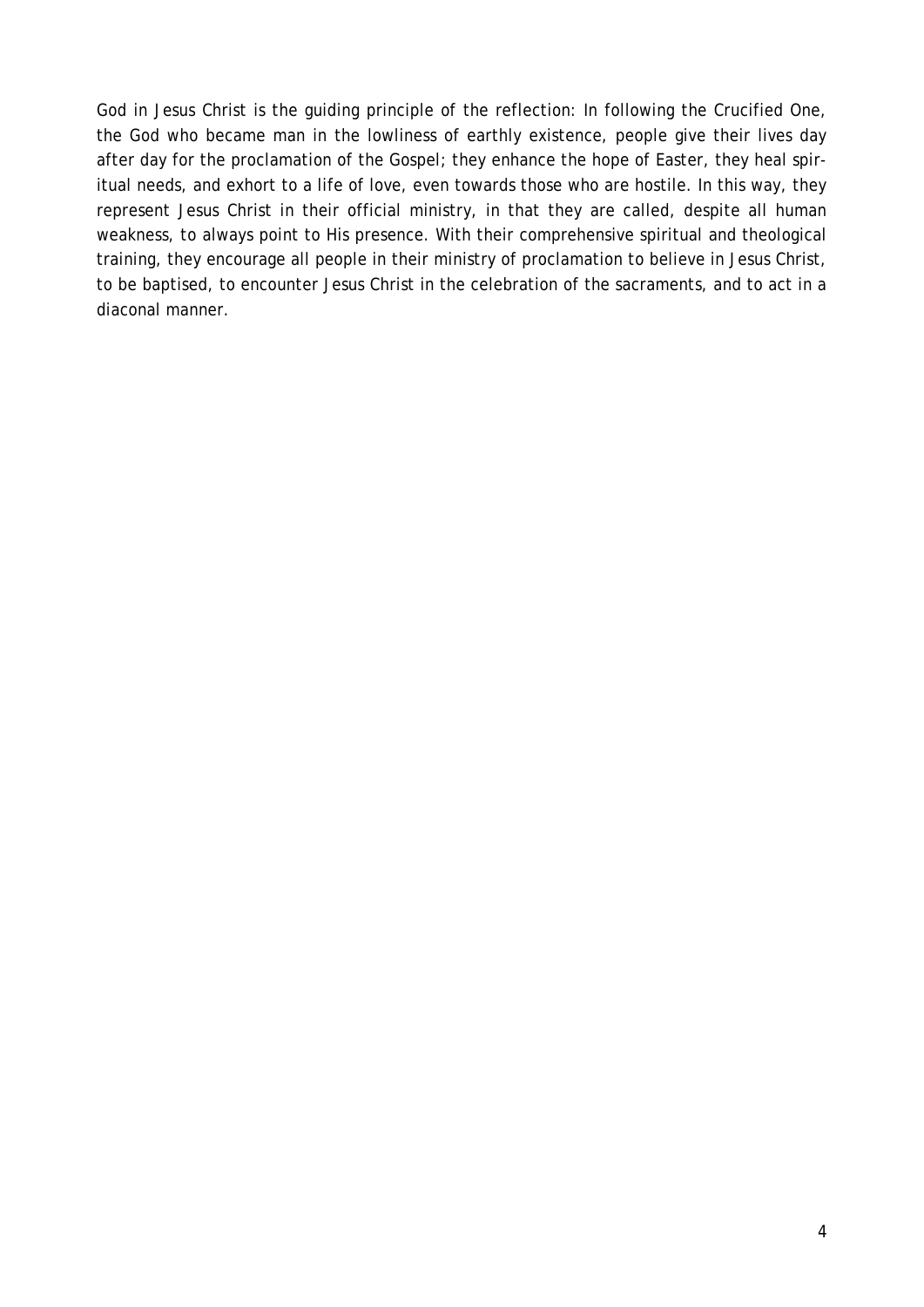God in Jesus Christ is the guiding principle of the reflection: In following the Crucified One, the God who became man in the lowliness of earthly existence, people give their lives day after day for the proclamation of the Gospel; they enhance the hope of Easter, they heal spiritual needs, and exhort to a life of love, even towards those who are hostile. In this way, they represent Jesus Christ in their official ministry, in that they are called, despite all human weakness, to always point to His presence. With their comprehensive spiritual and theological training, they encourage all people in their ministry of proclamation to believe in Jesus Christ, to be baptised, to encounter Jesus Christ in the celebration of the sacraments, and to act in a diaconal manner.